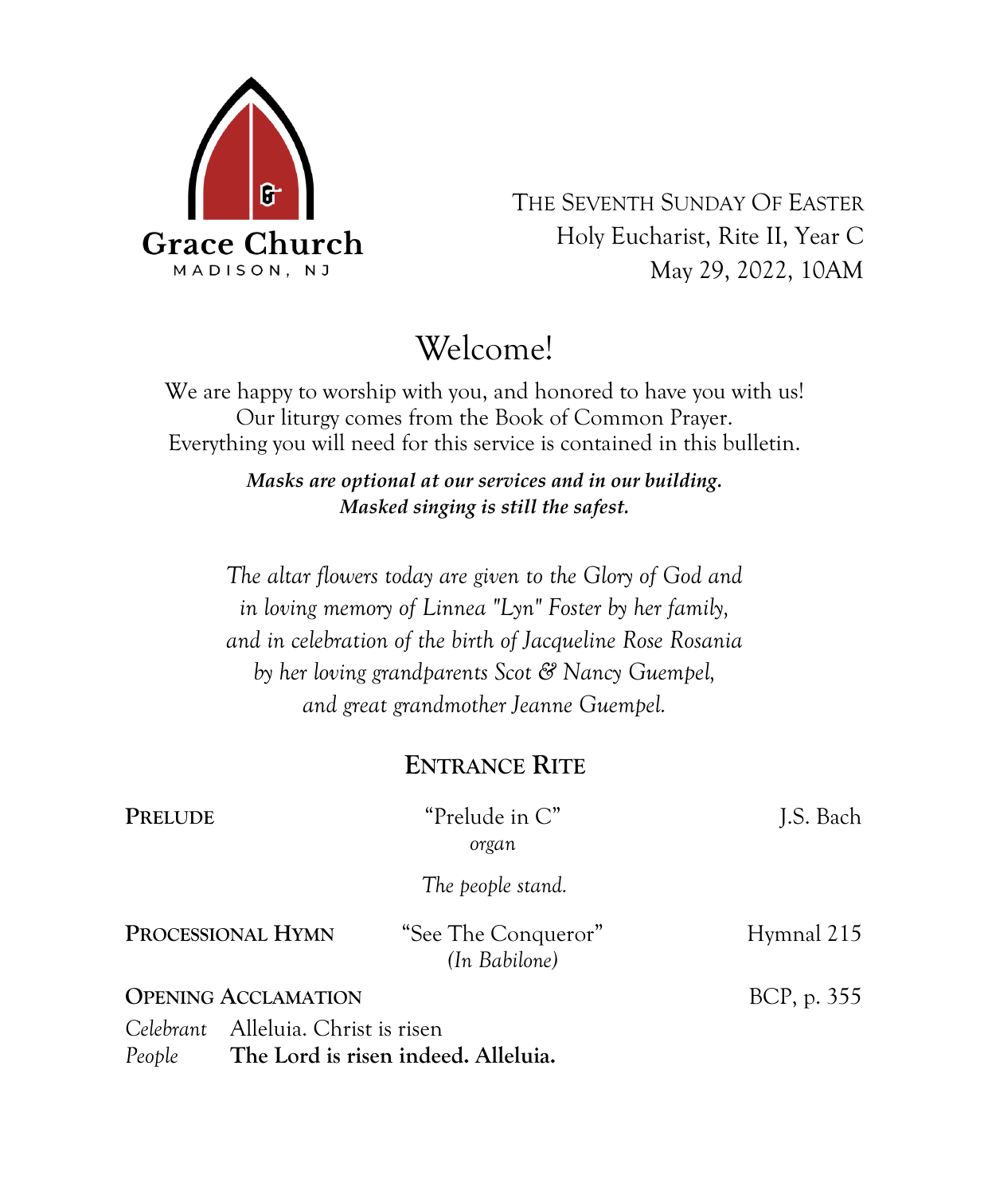Grace Church
MADISON, NJ

THE SEVENTH SUNDAY OF EASTER
Holy Eucharist, Rite II, Year C
May 29, 2022, 10AM

# Welcome!

We are happy to worship with you, and honored to have you with us!
Our liturgy comes from the Book of Common Prayer.
Everything you will need for this service is contained in this bulletin.

***Masks are optional at our services and in our building.***
***Masked singing is still the safest.***

*The altar flowers today are given to the Glory of God and in loving memory of Linnea "Lyn" Foster by her family, and in celebration of the birth of Jacqueline Rose Rosania by her loving grandparents Scot & Nancy Guempel, and great grandmother Jeanne Guempel.*

## ENTRANCE RITE

**PRELUDE** "Prelude in C" *organ* J.S. Bach

*The people stand.*

**PROCESSIONAL HYMN** "See The Conqueror" *(In Babilone)* Hymnal 215

**OPENING ACCLAMATION** BCP, p. 355

*Celebrant* Alleluia. Christ is risen
*People* **The Lord is risen indeed. Alleluia.**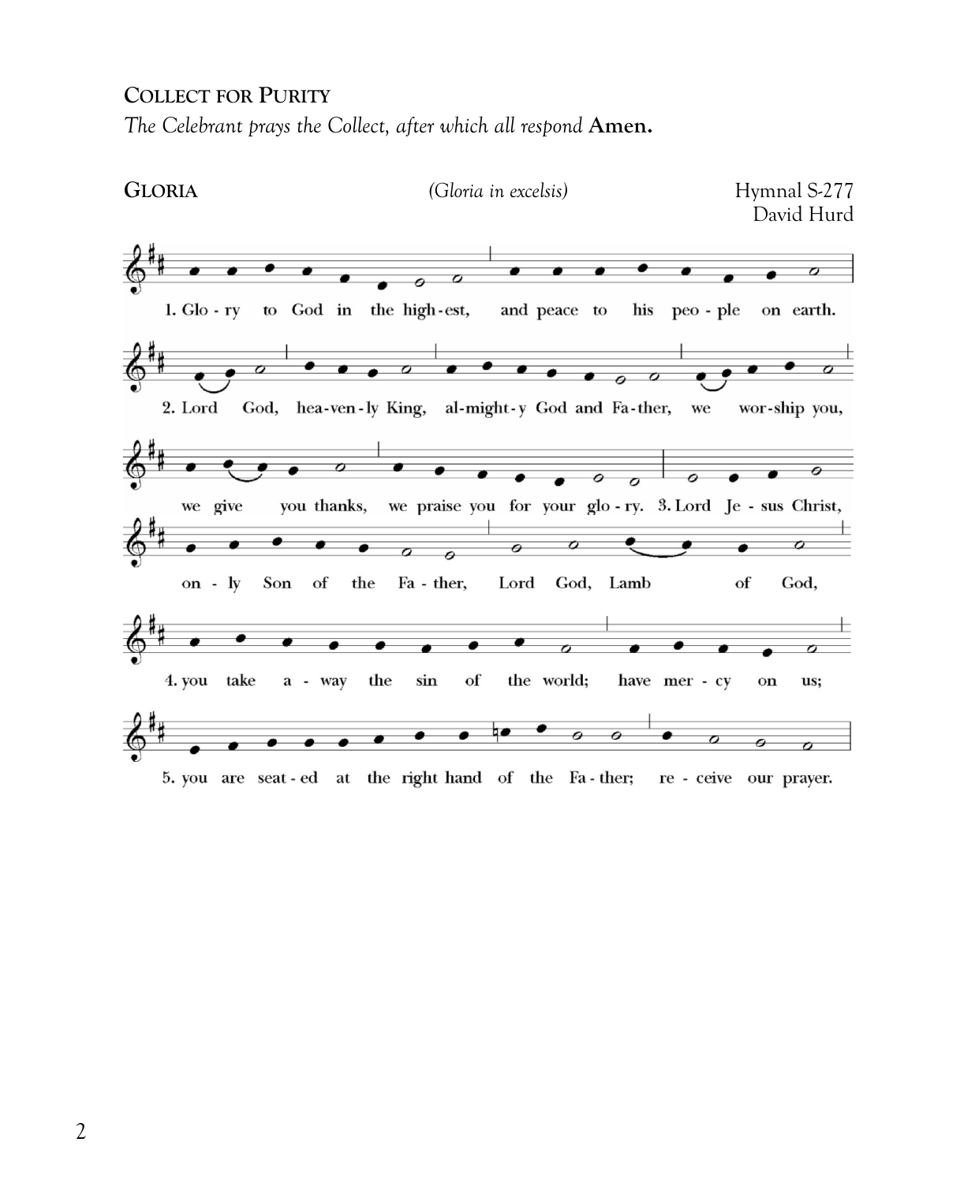## Collect for Purity

*The Celebrant prays the Collect, after which all respond* **Amen.**

## Gloria

*(Gloria in excelsis)*

Hymnal S-277
David Hurd

1. Glo - ry to God in the high - est, and peace to his peo - ple on earth.

2. Lord God, hea - ven - ly King, al - might - y God and Fa - ther, we wor - ship you, we give you thanks, we praise you for your glo - ry.

3. Lord Je - sus Christ, on - ly Son of the Fa - ther, Lord God, Lamb of God,

4. you take a - way the sin of the world; have mer - cy on us;

5. you are seat - ed at the right hand of the Fa - ther; re - ceive our prayer.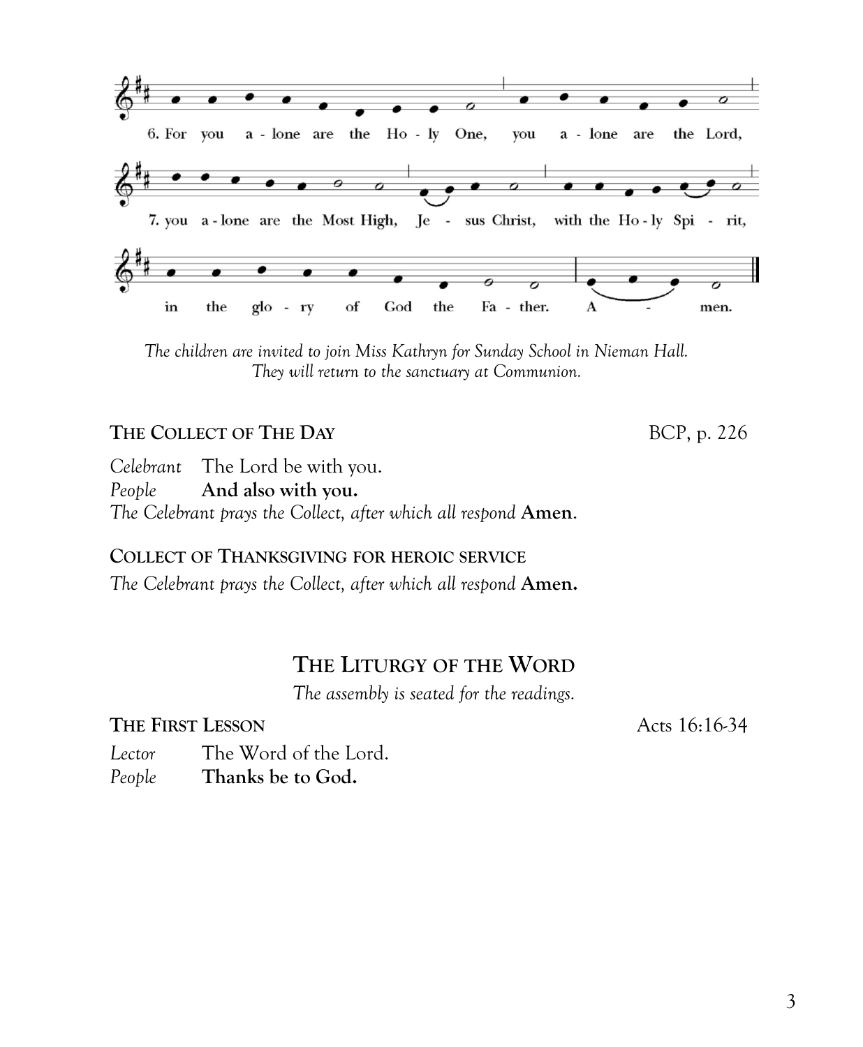6. For you a - lone are the Ho - ly One, you a - lone are the Lord,

7. you a - lone are the Most High, Je - sus Christ, with the Ho - ly Spi - rit,

in the glo - ry of God the Fa - ther. A - men.

*The children are invited to join Miss Kathryn for Sunday School in Nieman Hall. They will return to the sanctuary at Communion.*

**THE COLLECT OF THE DAY** BCP, p. 226

*Celebrant* The Lord be with you.
*People* **And also with you.**
*The Celebrant prays the Collect, after which all respond* **Amen**.

**COLLECT OF THANKSGIVING FOR HEROIC SERVICE**
*The Celebrant prays the Collect, after which all respond* **Amen.**

## THE LITURGY OF THE WORD

*The assembly is seated for the readings.*

**THE FIRST LESSON** Acts 16:16-34

*Lector* The Word of the Lord.
*People* **Thanks be to God.**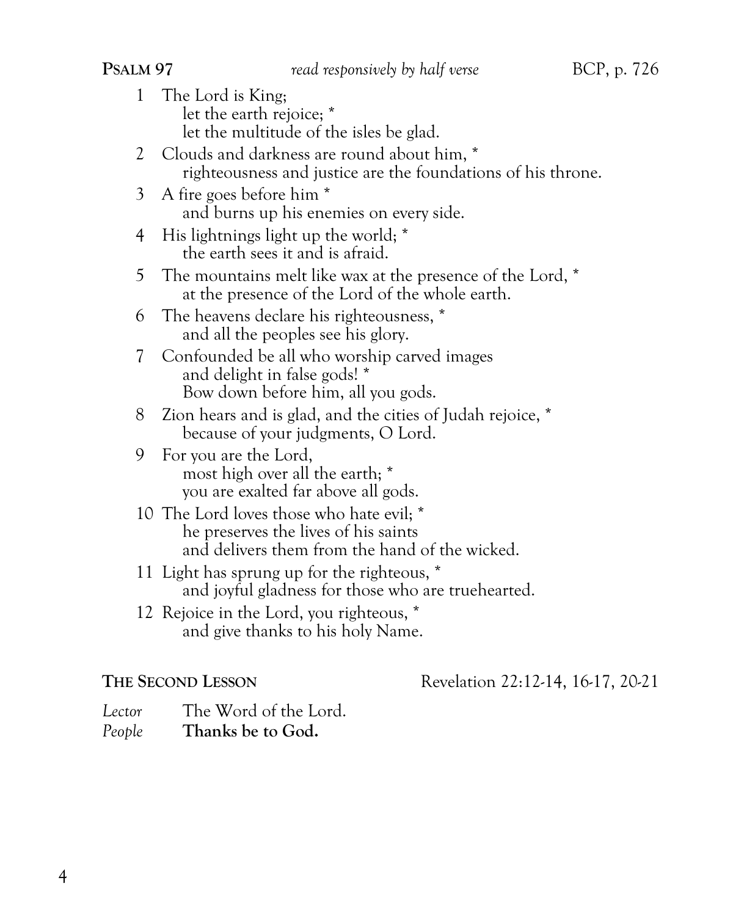**PSALM 97** *read responsively by half verse* BCP, p. 726

1 The Lord is King;
  let the earth rejoice; *
  let the multitude of the isles be glad.

2 Clouds and darkness are round about him, *
  righteousness and justice are the foundations of his throne.

3 A fire goes before him *
  and burns up his enemies on every side.

4 His lightnings light up the world; *
  the earth sees it and is afraid.

5 The mountains melt like wax at the presence of the Lord, *
  at the presence of the Lord of the whole earth.

6 The heavens declare his righteousness, *
  and all the peoples see his glory.

7 Confounded be all who worship carved images
  and delight in false gods! *
  Bow down before him, all you gods.

8 Zion hears and is glad, and the cities of Judah rejoice, *
  because of your judgments, O Lord.

9 For you are the Lord,
  most high over all the earth; *
  you are exalted far above all gods.

10 The Lord loves those who hate evil; *
  he preserves the lives of his saints
  and delivers them from the hand of the wicked.

11 Light has sprung up for the righteous, *
  and joyful gladness for those who are truehearted.

12 Rejoice in the Lord, you righteous, *
  and give thanks to his holy Name.

**THE SECOND LESSON** Revelation 22:12-14, 16-17, 20-21

*Lector* The Word of the Lord.
*People* **Thanks be to God.**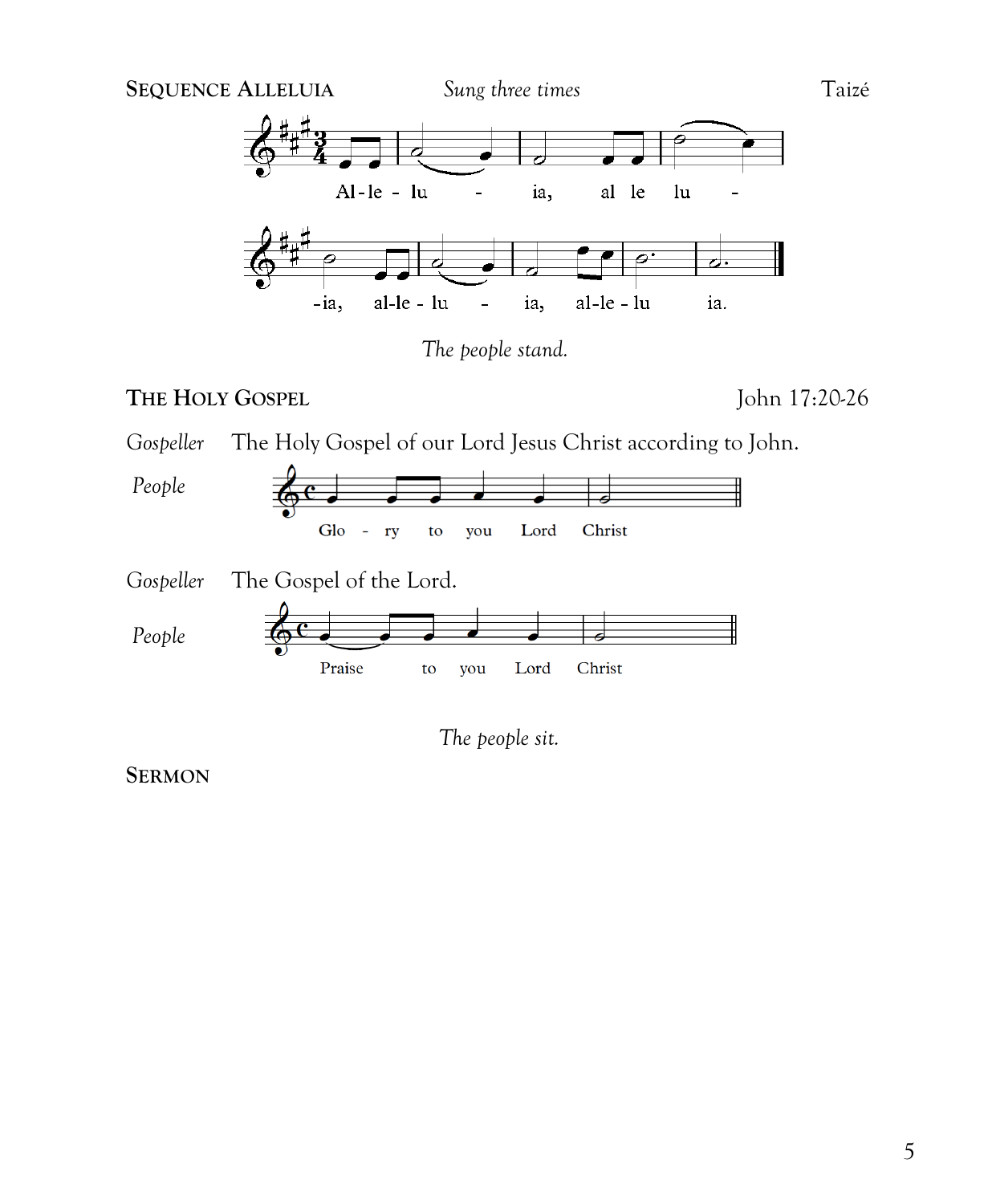**SEQUENCE ALLELUIA** *Sung three times* Taizé

Al-le-lu - ia, al le lu - -ia, al-le-lu - ia, al-le-lu ia.

*The people stand.*

**THE HOLY GOSPEL** John 17:20-26

*Gospeller* The Holy Gospel of our Lord Jesus Christ according to John.

*People* Glo - ry to you Lord Christ

*Gospeller* The Gospel of the Lord.

*People* Praise to you Lord Christ

*The people sit.*

**SERMON**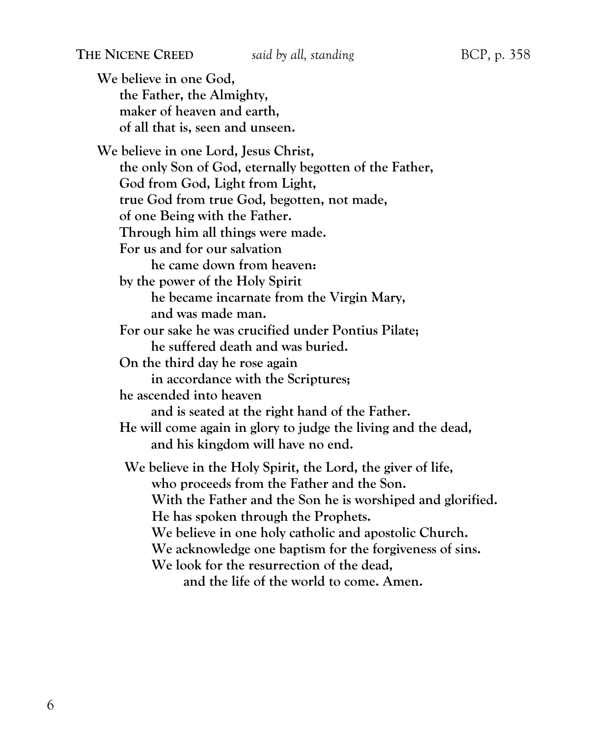**THE NICENE CREED** *said by all, standing* BCP, p. 358

**We believe in one God,**
**the Father, the Almighty,**
**maker of heaven and earth,**
**of all that is, seen and unseen.**

**We believe in one Lord, Jesus Christ,**
**the only Son of God, eternally begotten of the Father,**
**God from God, Light from Light,**
**true God from true God, begotten, not made,**
**of one Being with the Father.**
**Through him all things were made.**
**For us and for our salvation**
**he came down from heaven:**
**by the power of the Holy Spirit**
**he became incarnate from the Virgin Mary,**
**and was made man.**
**For our sake he was crucified under Pontius Pilate;**
**he suffered death and was buried.**
**On the third day he rose again**
**in accordance with the Scriptures;**
**he ascended into heaven**
**and is seated at the right hand of the Father.**
**He will come again in glory to judge the living and the dead,**
**and his kingdom will have no end.**

**We believe in the Holy Spirit, the Lord, the giver of life,**
**who proceeds from the Father and the Son.**
**With the Father and the Son he is worshiped and glorified.**
**He has spoken through the Prophets.**
**We believe in one holy catholic and apostolic Church.**
**We acknowledge one baptism for the forgiveness of sins.**
**We look for the resurrection of the dead,**
**and the life of the world to come. Amen.**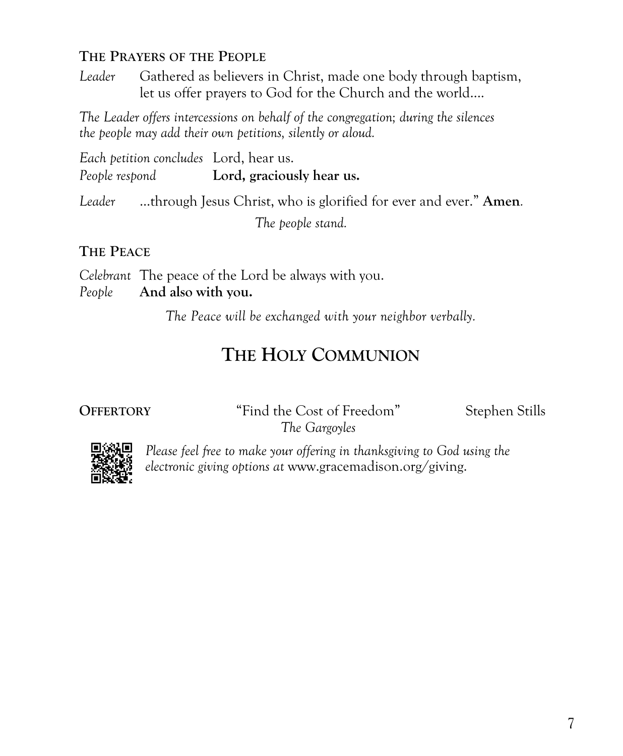### THE PRAYERS OF THE PEOPLE

*Leader* Gathered as believers in Christ, made one body through baptism, let us offer prayers to God for the Church and the world....

*The Leader offers intercessions on behalf of the congregation; during the silences the people may add their own petitions, silently or aloud.*

*Each petition concludes* Lord, hear us.
*People respond* **Lord, graciously hear us.**

*Leader* ...through Jesus Christ, who is glorified for ever and ever." **Amen**.

*The people stand.*

### THE PEACE

*Celebrant* The peace of the Lord be always with you.
*People* **And also with you.**

*The Peace will be exchanged with your neighbor verbally.*

## THE HOLY COMMUNION

**OFFERTORY** "Find the Cost of Freedom" Stephen Stills
*The Gargoyles*

*Please feel free to make your offering in thanksgiving to God using the electronic giving options at* www.gracemadison.org/giving.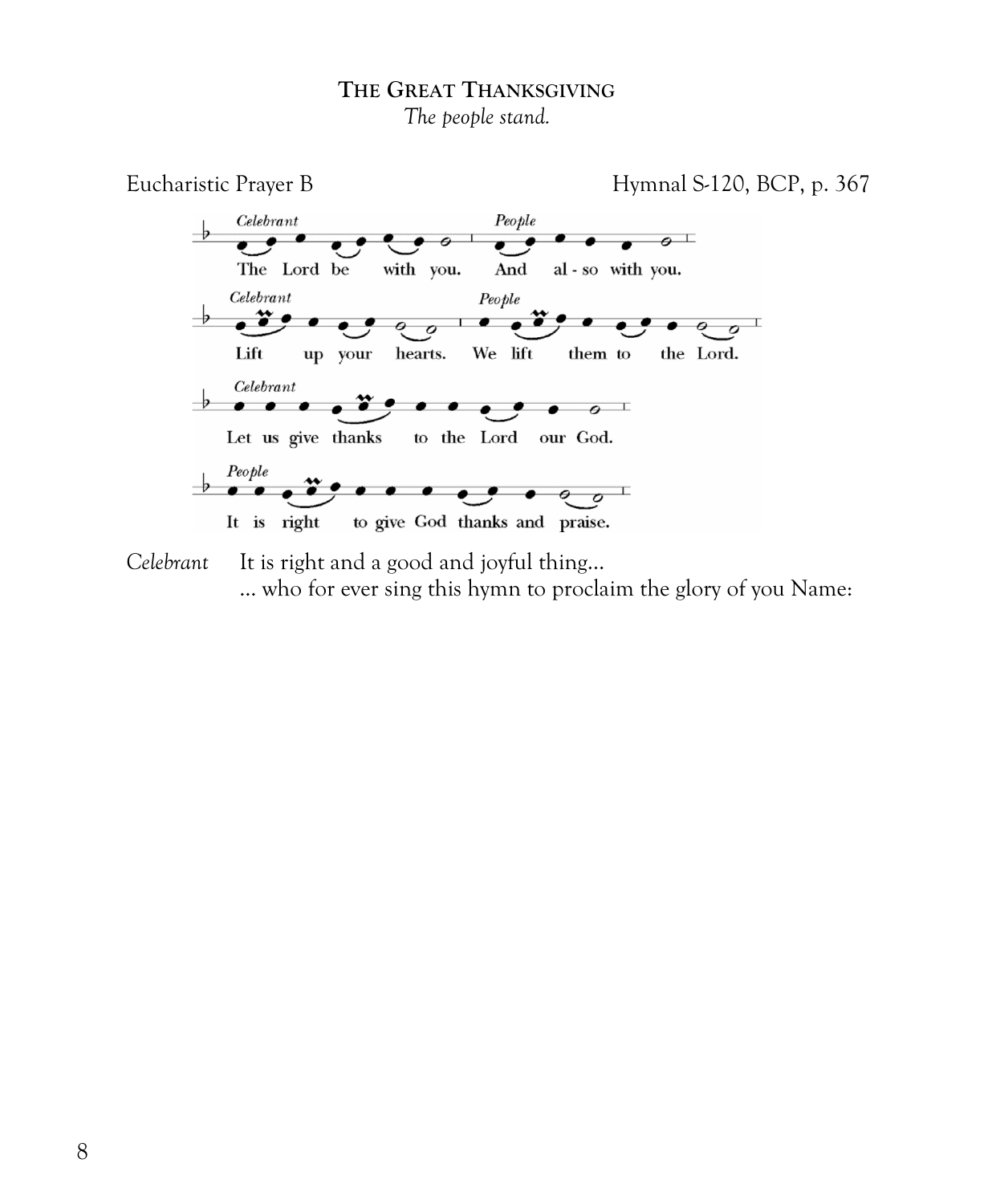## THE GREAT THANKSGIVING

*The people stand.*

Eucharistic Prayer B — Hymnal S-120, BCP, p. 367

*Celebrant* The Lord be with you.
*People* And also with you.

*Celebrant* Lift up your hearts.
*People* We lift them to the Lord.

*Celebrant* Let us give thanks to the Lord our God.

*People* It is right to give God thanks and praise.

*Celebrant* It is right and a good and joyful thing…
… who for ever sing this hymn to proclaim the glory of you Name: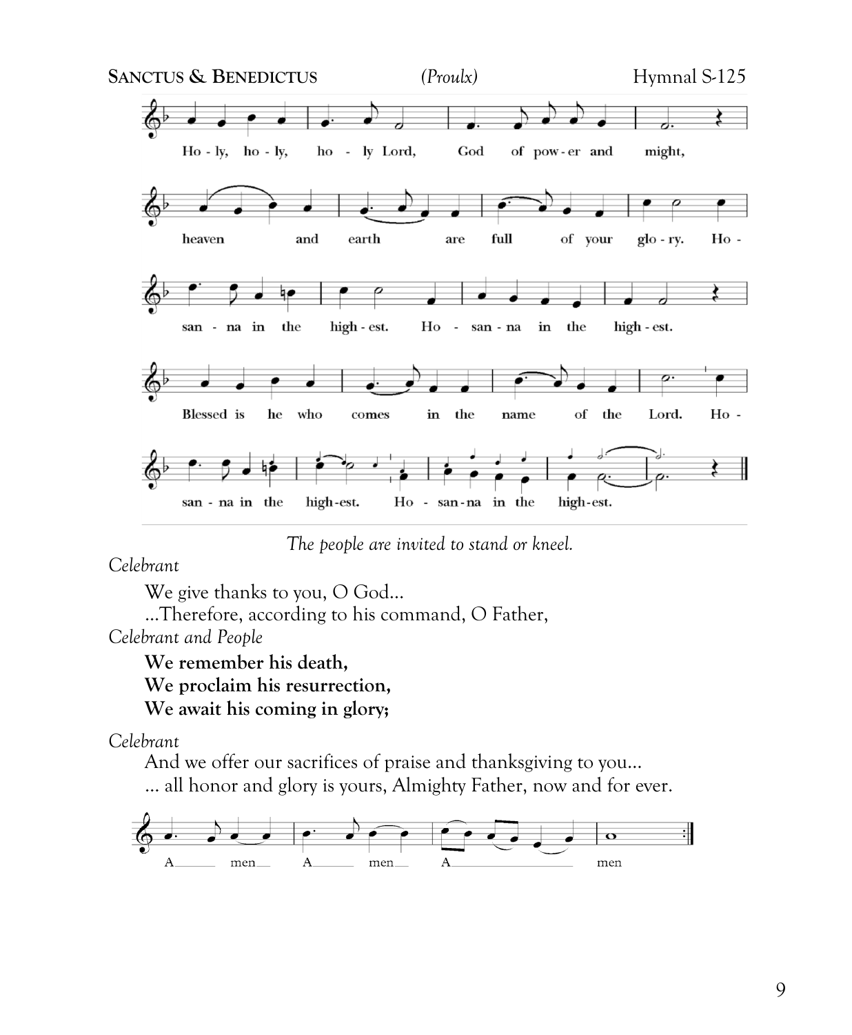**SANCTUS & BENEDICTUS** *(Proulx)* Hymnal S-125

Ho - ly, ho - ly, ho - ly Lord, God of pow - er and might,

heaven and earth are full of your glo - ry. Ho -

san - na in the high - est. Ho - san - na in the high - est.

Blessed is he who comes in the name of the Lord. Ho -

san - na in the high-est. Ho - san-na in the high-est.

*The people are invited to stand or kneel.*

*Celebrant*

We give thanks to you, O God…
…Therefore, according to his command, O Father,

*Celebrant and People*

**We remember his death,**
**We proclaim his resurrection,**
**We await his coming in glory;**

*Celebrant*

And we offer our sacrifices of praise and thanksgiving to you…
… all honor and glory is yours, Almighty Father, now and for ever.

A men A men A men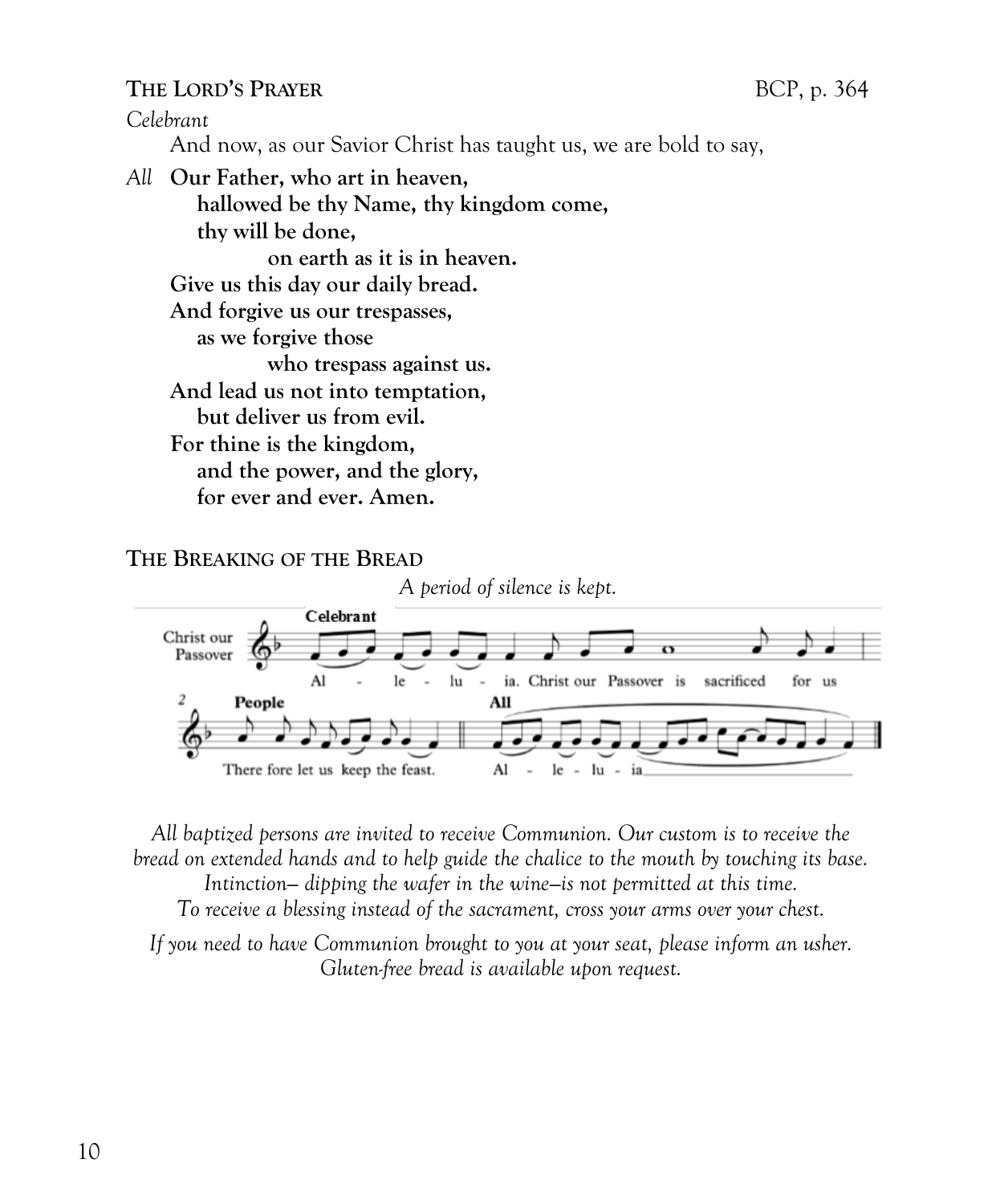## THE LORD'S PRAYER

BCP, p. 364

*Celebrant*

And now, as our Savior Christ has taught us, we are bold to say,

*All* **Our Father, who art in heaven,**
**hallowed be thy Name, thy kingdom come,**
**thy will be done,**
**on earth as it is in heaven.**
**Give us this day our daily bread.**
**And forgive us our trespasses,**
**as we forgive those**
**who trespass against us.**
**And lead us not into temptation,**
**but deliver us from evil.**
**For thine is the kingdom,**
**and the power, and the glory,**
**for ever and ever. Amen.**

## THE BREAKING OF THE BREAD

*A period of silence is kept.*

Christ our Passover

**Celebrant**
Al - le - lu - ia. Christ our Passover is sacrificed for us

**People**
There fore let us keep the feast.

**All**
Al - le - lu - ia

*All baptized persons are invited to receive Communion. Our custom is to receive the bread on extended hands and to help guide the chalice to the mouth by touching its base. Intinction– dipping the wafer in the wine–is not permitted at this time. To receive a blessing instead of the sacrament, cross your arms over your chest.*

*If you need to have Communion brought to you at your seat, please inform an usher. Gluten-free bread is available upon request.*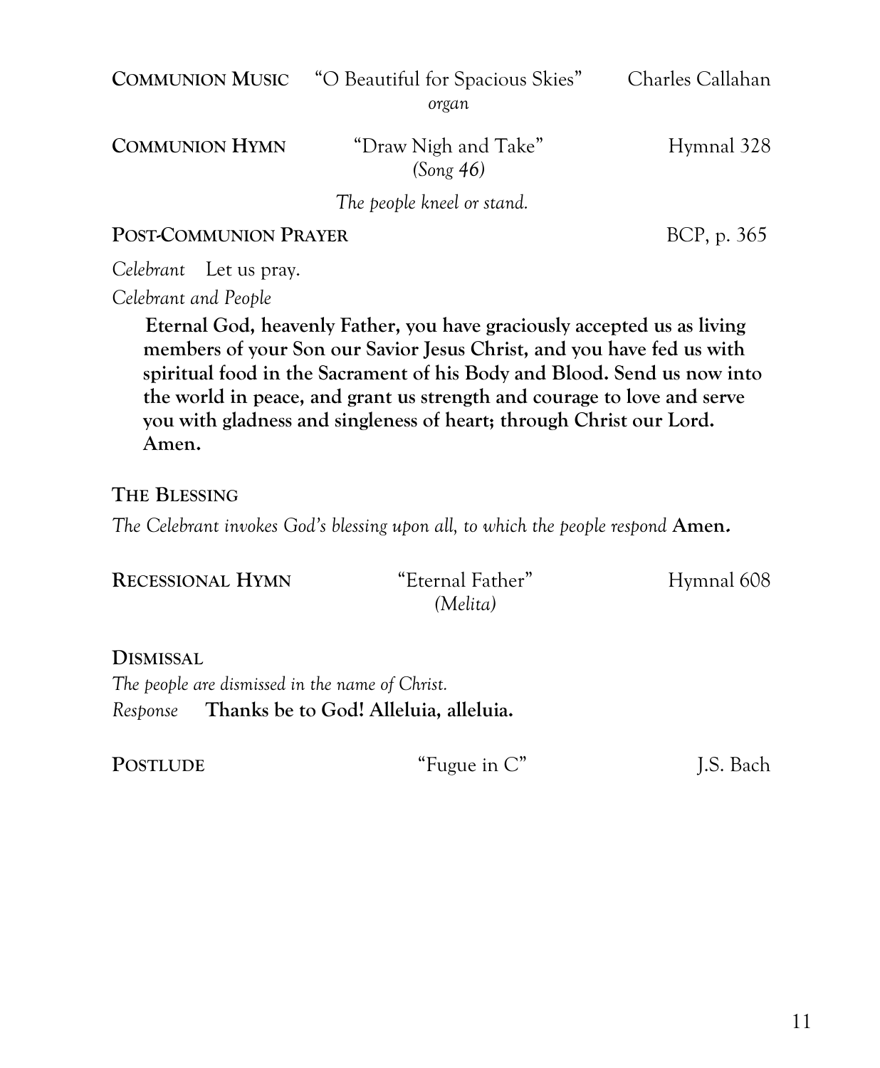**COMMUNION MUSIC** "O Beautiful for Spacious Skies" Charles Callahan
*organ*

**COMMUNION HYMN** "Draw Nigh and Take" Hymnal 328
*(Song 46)*

*The people kneel or stand.*

**POST-COMMUNION PRAYER** BCP, p. 365

*Celebrant* Let us pray.

*Celebrant and People*

**Eternal God, heavenly Father, you have graciously accepted us as living members of your Son our Savior Jesus Christ, and you have fed us with spiritual food in the Sacrament of his Body and Blood. Send us now into the world in peace, and grant us strength and courage to love and serve you with gladness and singleness of heart; through Christ our Lord. Amen.**

**THE BLESSING**

*The Celebrant invokes God's blessing upon all, to which the people respond* **Amen.**

**RECESSIONAL HYMN** "Eternal Father" Hymnal 608
*(Melita)*

**DISMISSAL**

*The people are dismissed in the name of Christ.*

*Response* **Thanks be to God! Alleluia, alleluia.**

**POSTLUDE** "Fugue in C" J.S. Bach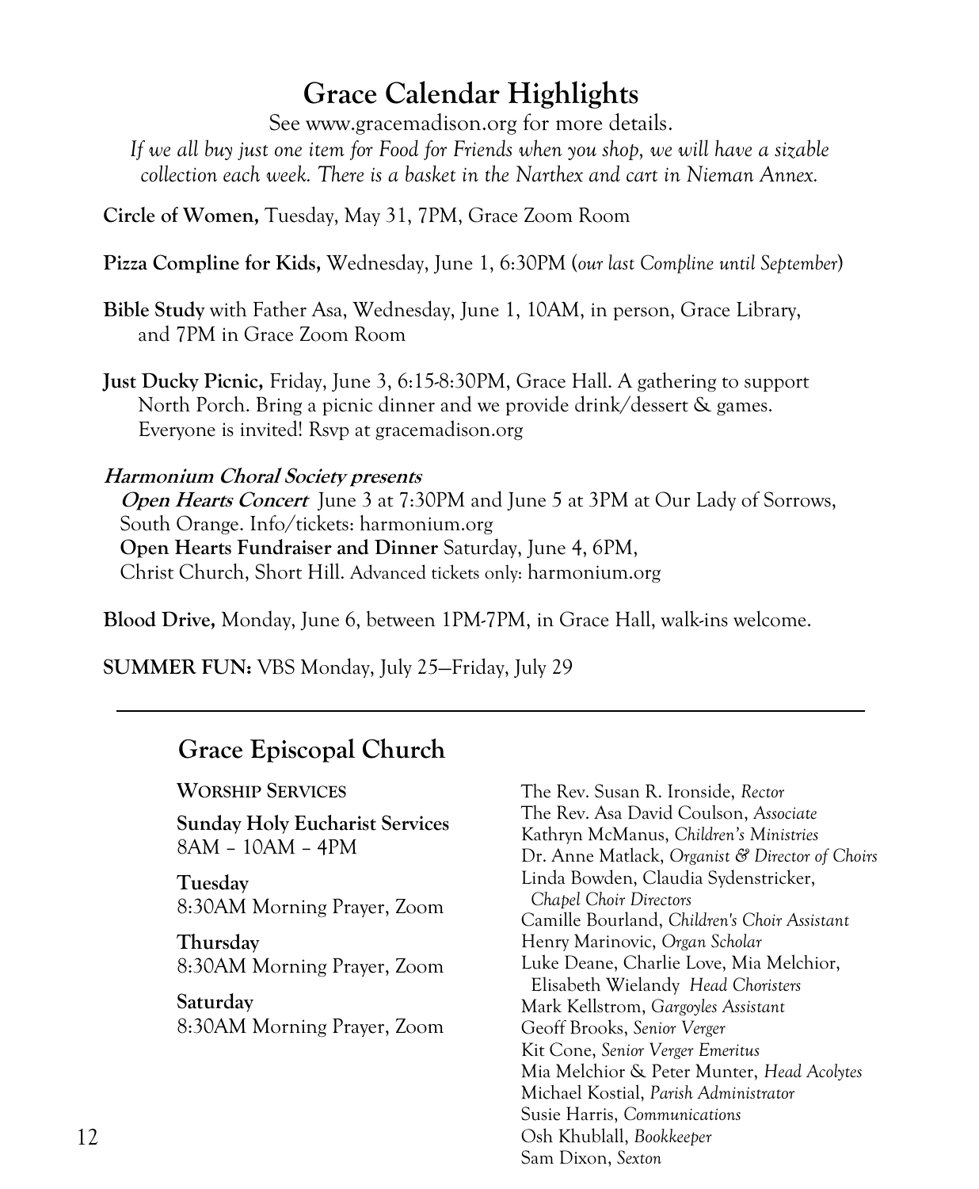# Grace Calendar Highlights

See www.gracemadison.org for more details.

*If we all buy just one item for Food for Friends when you shop, we will have a sizable collection each week. There is a basket in the Narthex and cart in Nieman Annex.*

**Circle of Women,** Tuesday, May 31, 7PM, Grace Zoom Room

**Pizza Compline for Kids,** Wednesday, June 1, 6:30PM (*our last Compline until September*)

**Bible Study** with Father Asa, Wednesday, June 1, 10AM, in person, Grace Library, and 7PM in Grace Zoom Room

**Just Ducky Picnic,** Friday, June 3, 6:15-8:30PM, Grace Hall. A gathering to support North Porch. Bring a picnic dinner and we provide drink/dessert & games. Everyone is invited! Rsvp at gracemadison.org

***Harmonium Choral Society presents***

***Open Hearts Concert*** June 3 at 7:30PM and June 5 at 3PM at Our Lady of Sorrows, South Orange. Info/tickets: harmonium.org

**Open Hearts Fundraiser and Dinner** Saturday, June 4, 6PM, Christ Church, Short Hill. Advanced tickets only: harmonium.org

**Blood Drive,** Monday, June 6, between 1PM-7PM, in Grace Hall, walk-ins welcome.

**SUMMER FUN:** VBS Monday, July 25—Friday, July 29

---

## Grace Episcopal Church

**WORSHIP SERVICES**

**Sunday Holy Eucharist Services**
8AM – 10AM – 4PM

**Tuesday**
8:30AM Morning Prayer, Zoom

**Thursday**
8:30AM Morning Prayer, Zoom

**Saturday**
8:30AM Morning Prayer, Zoom

The Rev. Susan R. Ironside, *Rector*
The Rev. Asa David Coulson, *Associate*
Kathryn McManus, *Children's Ministries*
Dr. Anne Matlack, *Organist & Director of Choirs*
Linda Bowden, Claudia Sydenstricker, *Chapel Choir Directors*
Camille Bourland, *Children's Choir Assistant*
Henry Marinovic, *Organ Scholar*
Luke Deane, Charlie Love, Mia Melchior, Elisabeth Wielandy *Head Choristers*
Mark Kellstrom, *Gargoyles Assistant*
Geoff Brooks, *Senior Verger*
Kit Cone, *Senior Verger Emeritus*
Mia Melchior & Peter Munter, *Head Acolytes*
Michael Kostial, *Parish Administrator*
Susie Harris, *Communications*
Osh Khublall, *Bookkeeper*
Sam Dixon, *Sexton*